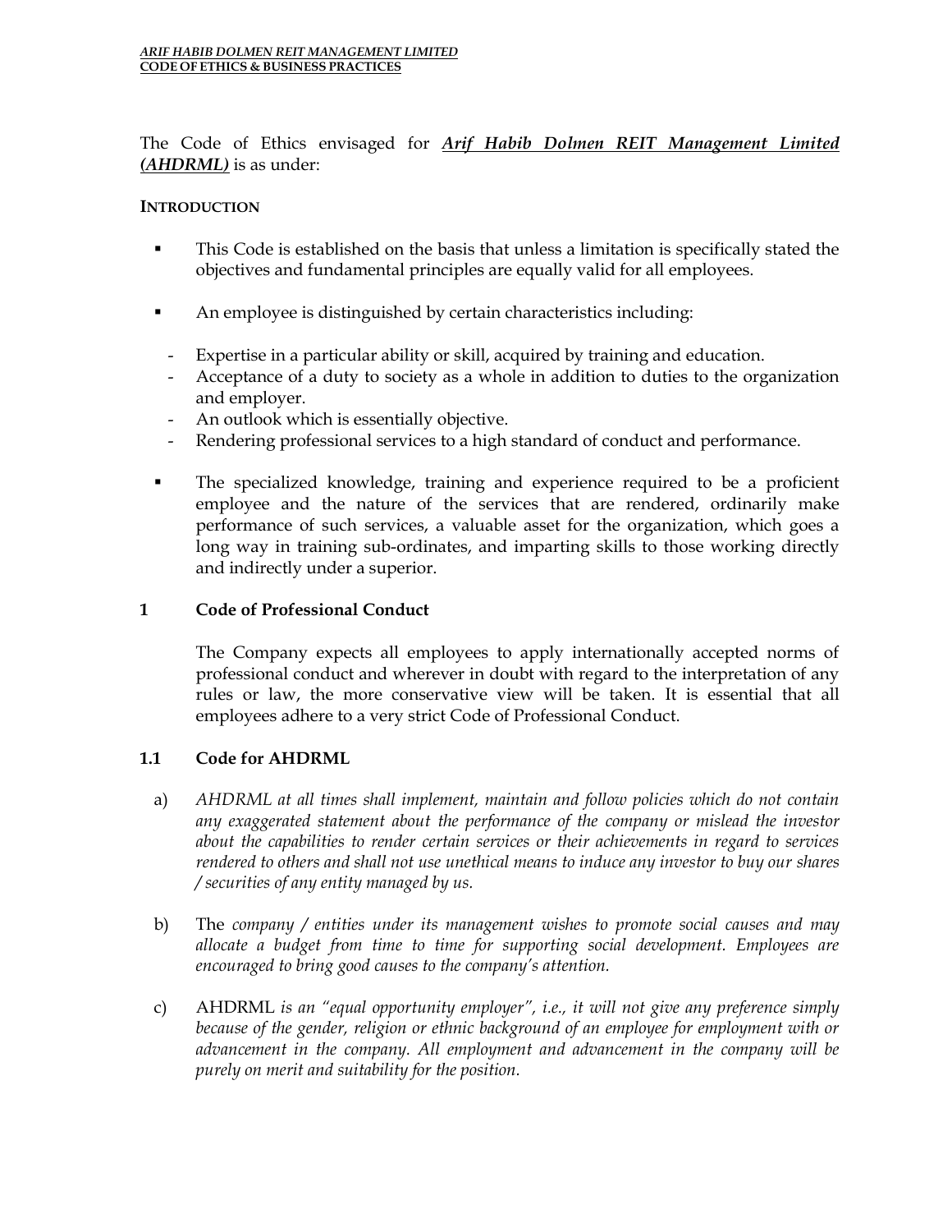The Code of Ethics envisaged for ***Arif Habib Dolmen REIT Management Limited (AHDRML)*** is as under:

**INTRODUCTION**

- This Code is established on the basis that unless a limitation is specifically stated the objectives and fundamental principles are equally valid for all employees.

- An employee is distinguished by certain characteristics including:

  - Expertise in a particular ability or skill, acquired by training and education.
  - Acceptance of a duty to society as a whole in addition to duties to the organization and employer.
  - An outlook which is essentially objective.
  - Rendering professional services to a high standard of conduct and performance.

- The specialized knowledge, training and experience required to be a proficient employee and the nature of the services that are rendered, ordinarily make performance of such services, a valuable asset for the organization, which goes a long way in training sub-ordinates, and imparting skills to those working directly and indirectly under a superior.

## 1 Code of Professional Conduct

The Company expects all employees to apply internationally accepted norms of professional conduct and wherever in doubt with regard to the interpretation of any rules or law, the more conservative view will be taken. It is essential that all employees adhere to a very strict Code of Professional Conduct.

### 1.1 Code for AHDRML

a) *AHDRML at all times shall implement, maintain and follow policies which do not contain any exaggerated statement about the performance of the company or mislead the investor about the capabilities to render certain services or their achievements in regard to services rendered to others and shall not use unethical means to induce any investor to buy our shares / securities of any entity managed by us.*

b) The *company / entities under its management wishes to promote social causes and may allocate a budget from time to time for supporting social development. Employees are encouraged to bring good causes to the company's attention.*

c) AHDRML *is an "equal opportunity employer", i.e., it will not give any preference simply because of the gender, religion or ethnic background of an employee for employment with or advancement in the company. All employment and advancement in the company will be purely on merit and suitability for the position.*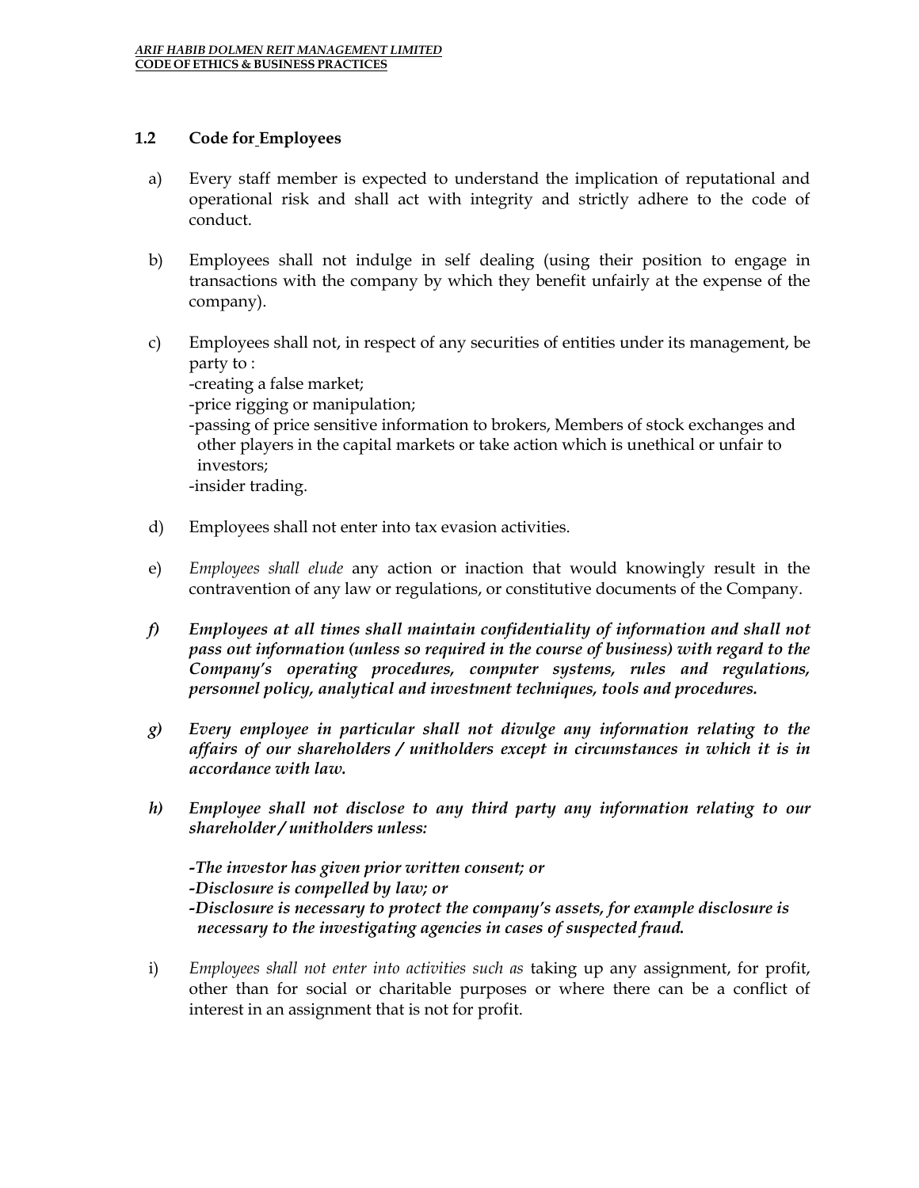### 1.2 Code for Employees

a) Every staff member is expected to understand the implication of reputational and operational risk and shall act with integrity and strictly adhere to the code of conduct.

b) Employees shall not indulge in self dealing (using their position to engage in transactions with the company by which they benefit unfairly at the expense of the company).

c) Employees shall not, in respect of any securities of entities under its management, be party to :
-creating a false market;
-price rigging or manipulation;
-passing of price sensitive information to brokers, Members of stock exchanges and other players in the capital markets or take action which is unethical or unfair to investors;
-insider trading.

d) Employees shall not enter into tax evasion activities.

e) *Employees shall elude* any action or inaction that would knowingly result in the contravention of any law or regulations, or constitutive documents of the Company.

***f) Employees at all times shall maintain confidentiality of information and shall not pass out information (unless so required in the course of business) with regard to the Company's operating procedures, computer systems, rules and regulations, personnel policy, analytical and investment techniques, tools and procedures.***

***g) Every employee in particular shall not divulge any information relating to the affairs of our shareholders / unitholders except in circumstances in which it is in accordance with law.***

***h) Employee shall not disclose to any third party any information relating to our shareholder / unitholders unless:***

***-The investor has given prior written consent; or***
***-Disclosure is compelled by law; or***
***-Disclosure is necessary to protect the company's assets, for example disclosure is necessary to the investigating agencies in cases of suspected fraud.***

i) *Employees shall not enter into activities such as* taking up any assignment, for profit, other than for social or charitable purposes or where there can be a conflict of interest in an assignment that is not for profit.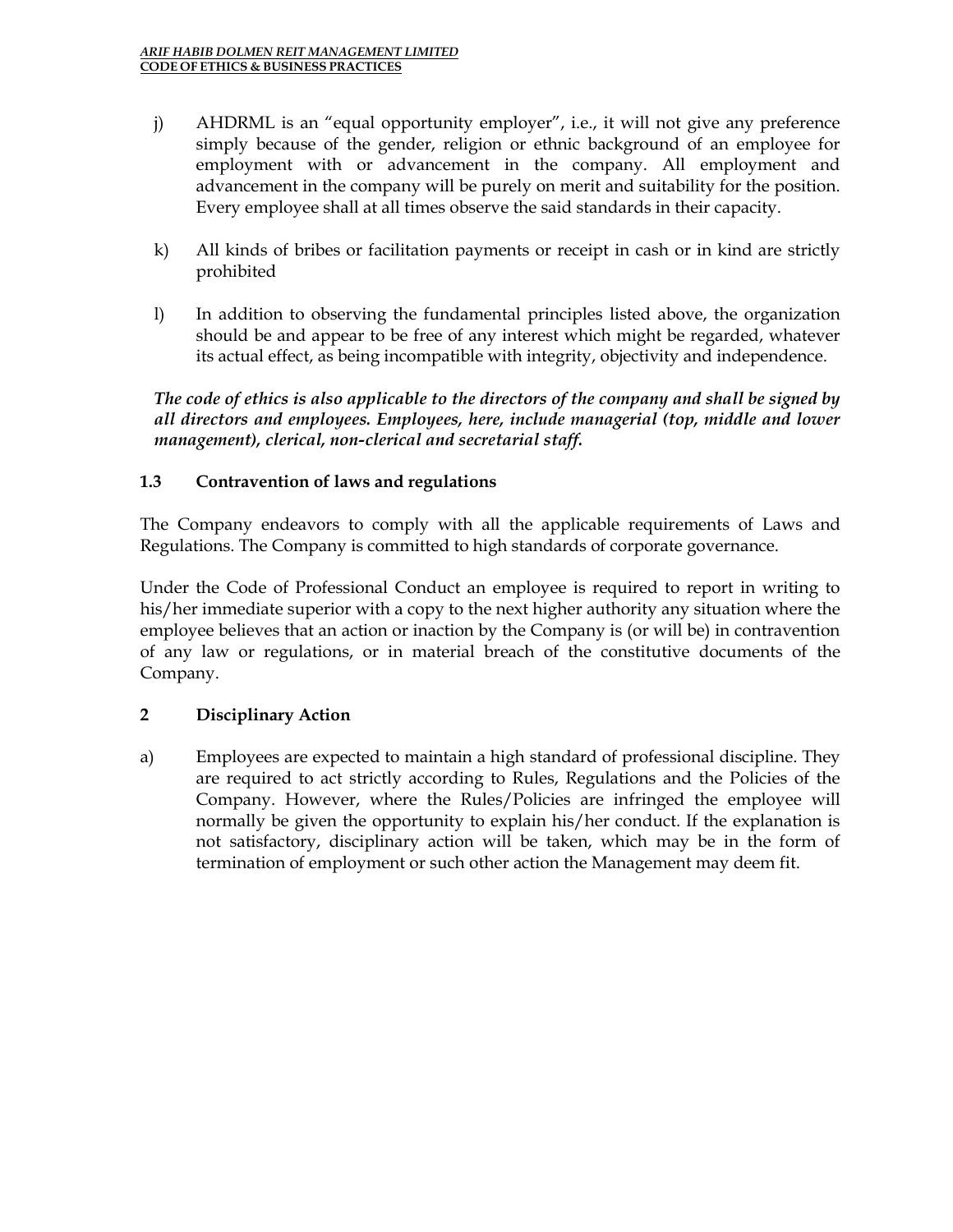j) AHDRML is an "equal opportunity employer", i.e., it will not give any preference simply because of the gender, religion or ethnic background of an employee for employment with or advancement in the company. All employment and advancement in the company will be purely on merit and suitability for the position. Every employee shall at all times observe the said standards in their capacity.

k) All kinds of bribes or facilitation payments or receipt in cash or in kind are strictly prohibited

l) In addition to observing the fundamental principles listed above, the organization should be and appear to be free of any interest which might be regarded, whatever its actual effect, as being incompatible with integrity, objectivity and independence.

***The code of ethics is also applicable to the directors of the company and shall be signed by all directors and employees. Employees, here, include managerial (top, middle and lower management), clerical, non-clerical and secretarial staff.***

### 1.3 Contravention of laws and regulations

The Company endeavors to comply with all the applicable requirements of Laws and Regulations. The Company is committed to high standards of corporate governance.

Under the Code of Professional Conduct an employee is required to report in writing to his/her immediate superior with a copy to the next higher authority any situation where the employee believes that an action or inaction by the Company is (or will be) in contravention of any law or regulations, or in material breach of the constitutive documents of the Company.

## 2 Disciplinary Action

a) Employees are expected to maintain a high standard of professional discipline. They are required to act strictly according to Rules, Regulations and the Policies of the Company. However, where the Rules/Policies are infringed the employee will normally be given the opportunity to explain his/her conduct. If the explanation is not satisfactory, disciplinary action will be taken, which may be in the form of termination of employment or such other action the Management may deem fit.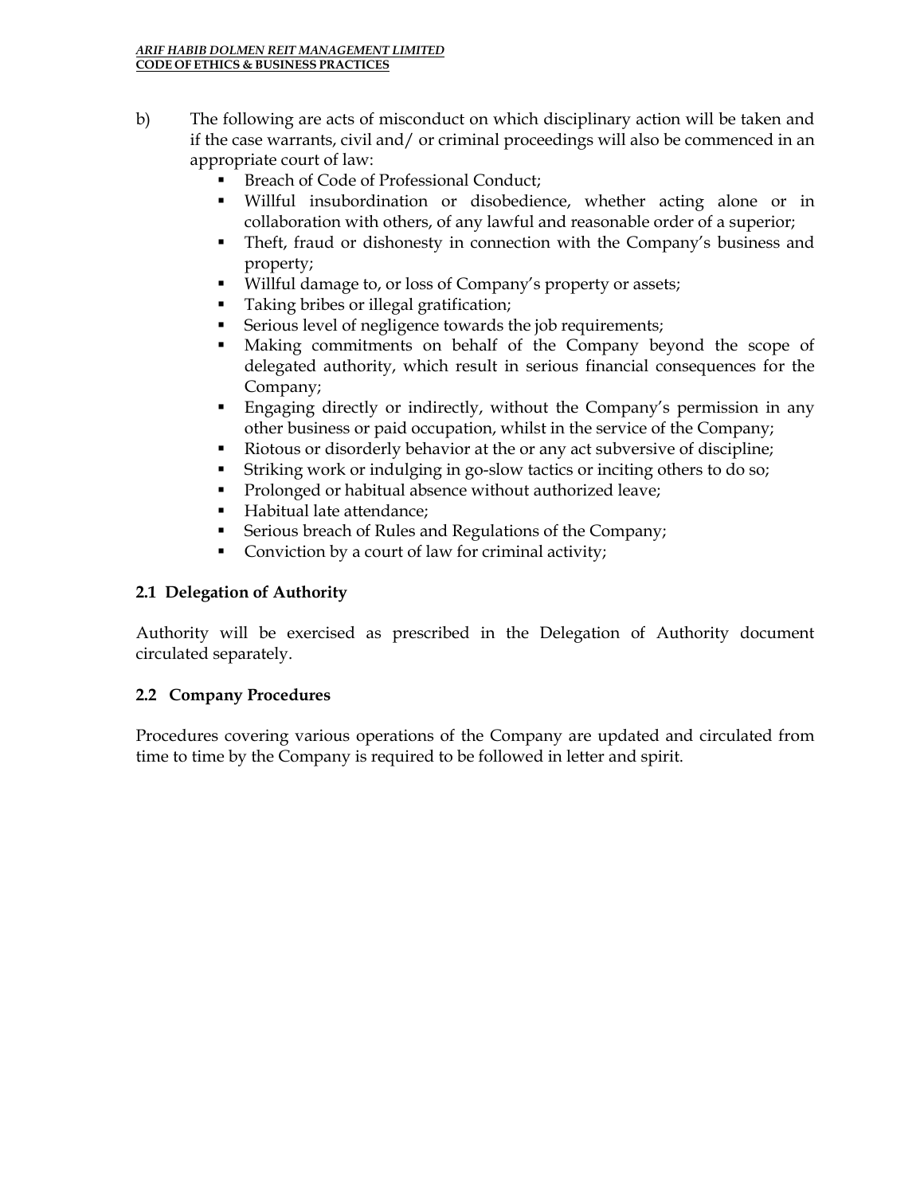b) The following are acts of misconduct on which disciplinary action will be taken and if the case warrants, civil and/ or criminal proceedings will also be commenced in an appropriate court of law:

- Breach of Code of Professional Conduct;
- Willful insubordination or disobedience, whether acting alone or in collaboration with others, of any lawful and reasonable order of a superior;
- Theft, fraud or dishonesty in connection with the Company's business and property;
- Willful damage to, or loss of Company's property or assets;
- Taking bribes or illegal gratification;
- Serious level of negligence towards the job requirements;
- Making commitments on behalf of the Company beyond the scope of delegated authority, which result in serious financial consequences for the Company;
- Engaging directly or indirectly, without the Company's permission in any other business or paid occupation, whilst in the service of the Company;
- Riotous or disorderly behavior at the or any act subversive of discipline;
- Striking work or indulging in go-slow tactics or inciting others to do so;
- Prolonged or habitual absence without authorized leave;
- Habitual late attendance;
- Serious breach of Rules and Regulations of the Company;
- Conviction by a court of law for criminal activity;

### 2.1 Delegation of Authority

Authority will be exercised as prescribed in the Delegation of Authority document circulated separately.

### 2.2 Company Procedures

Procedures covering various operations of the Company are updated and circulated from time to time by the Company is required to be followed in letter and spirit.